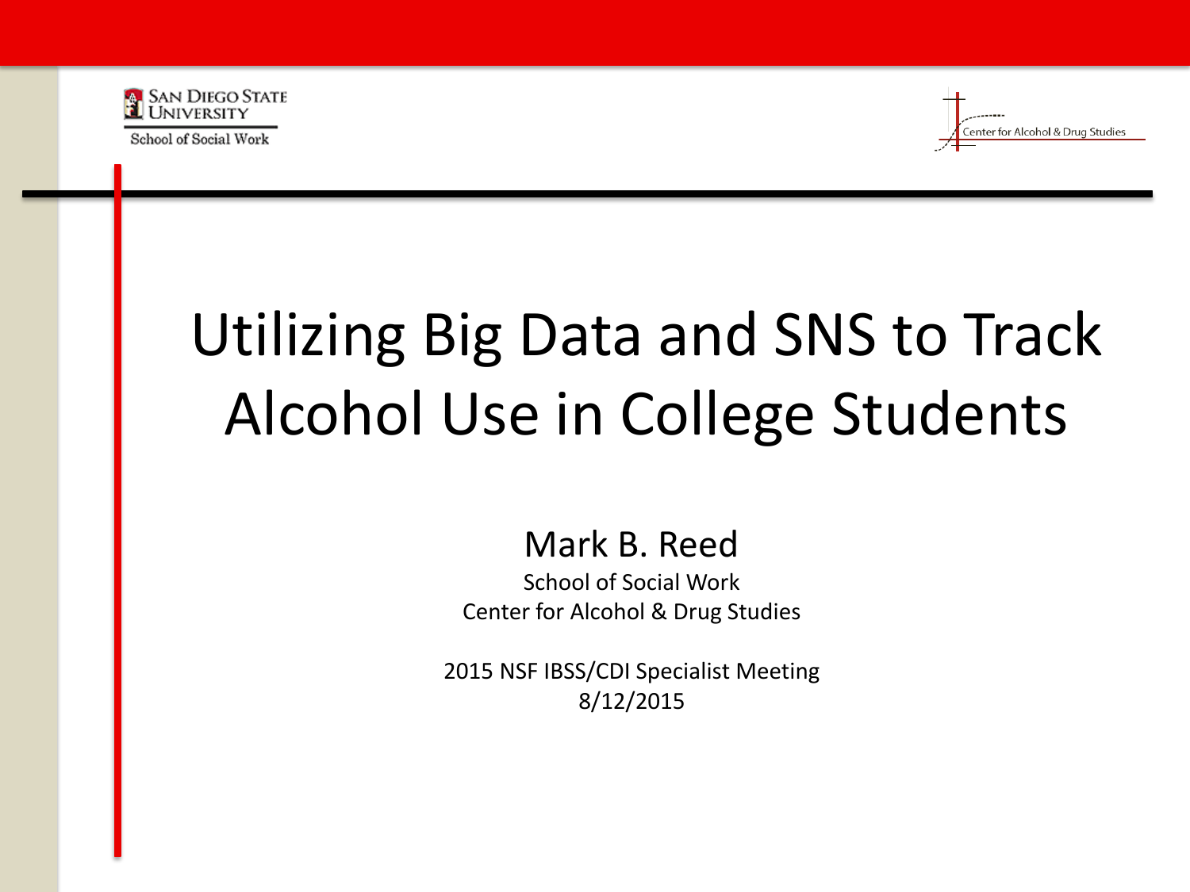San Diego State University
School of Social Work

Center for Alcohol & Drug Studies

# Utilizing Big Data and SNS to Track Alcohol Use in College Students

Mark B. Reed
School of Social Work
Center for Alcohol & Drug Studies

2015 NSF IBSS/CDI Specialist Meeting
8/12/2015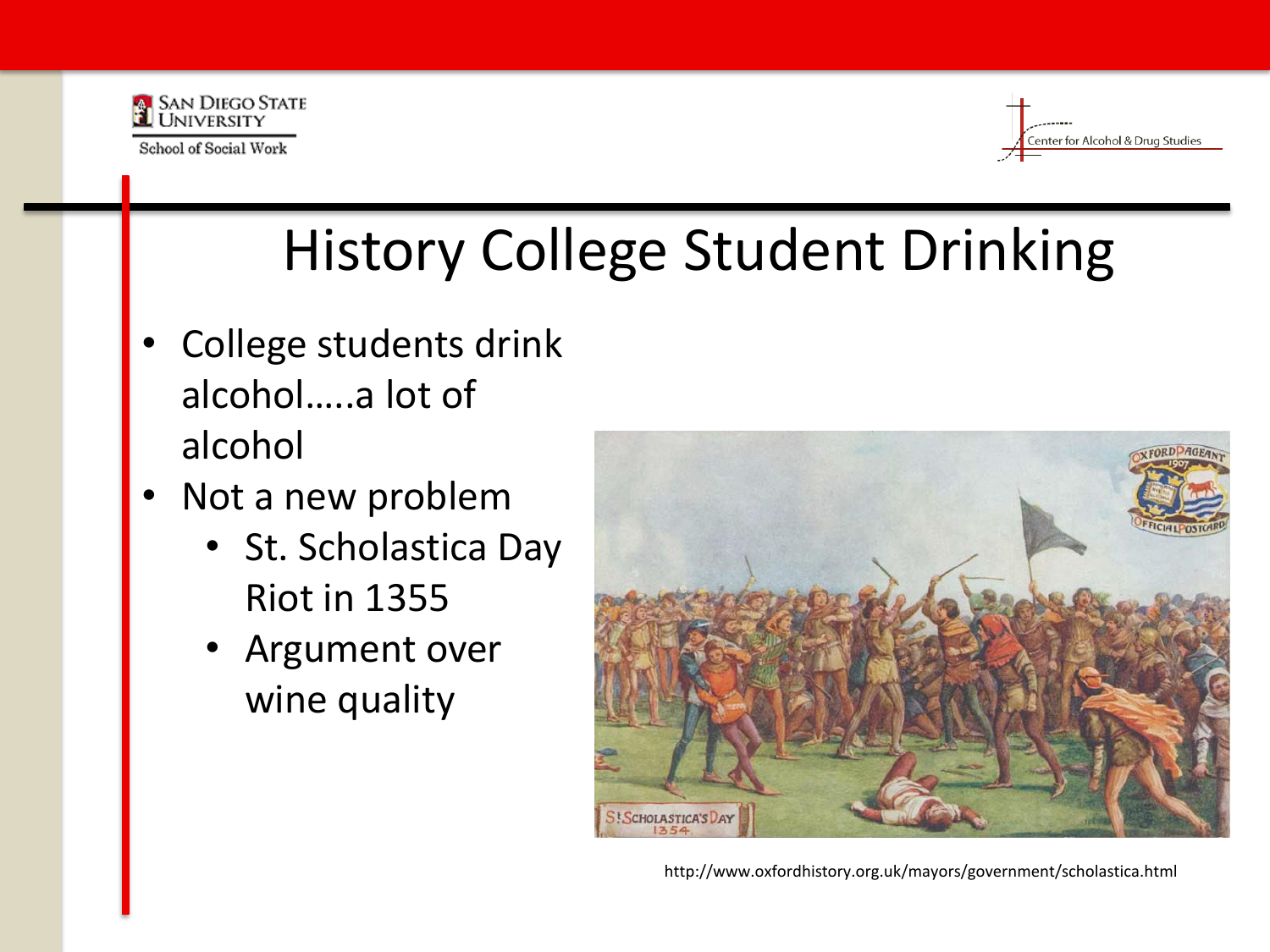# History College Student Drinking

- College students drink alcohol…..a lot of alcohol
- Not a new problem
  - St. Scholastica Day Riot in 1355
  - Argument over wine quality

http://www.oxfordhistory.org.uk/mayors/government/scholastica.html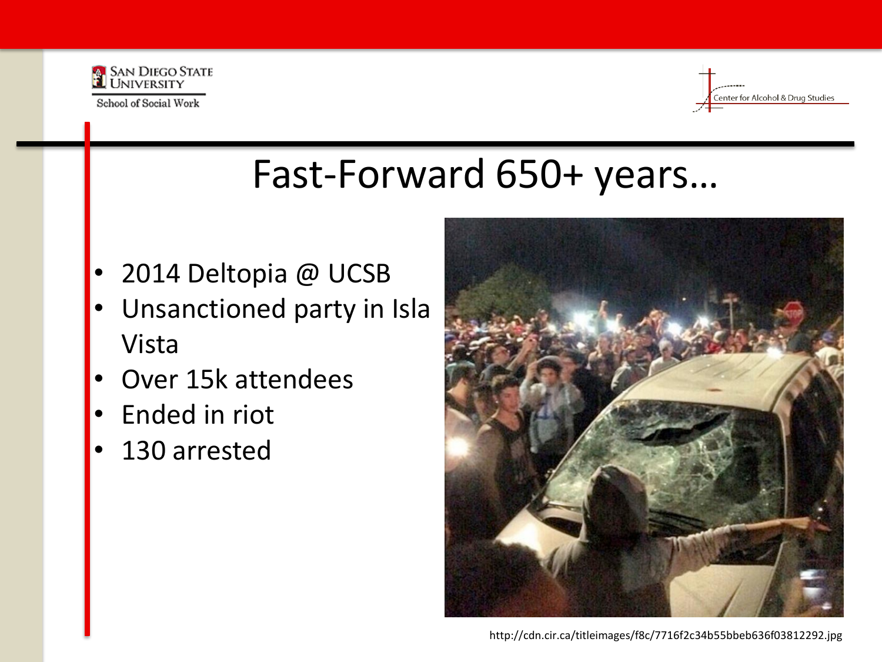# Fast-Forward 650+ years…

- 2014 Deltopia @ UCSB
- Unsanctioned party in Isla Vista
- Over 15k attendees
- Ended in riot
- 130 arrested

http://cdn.cir.ca/titleimages/f8c/7716f2c34b55bbeb636f03812292.jpg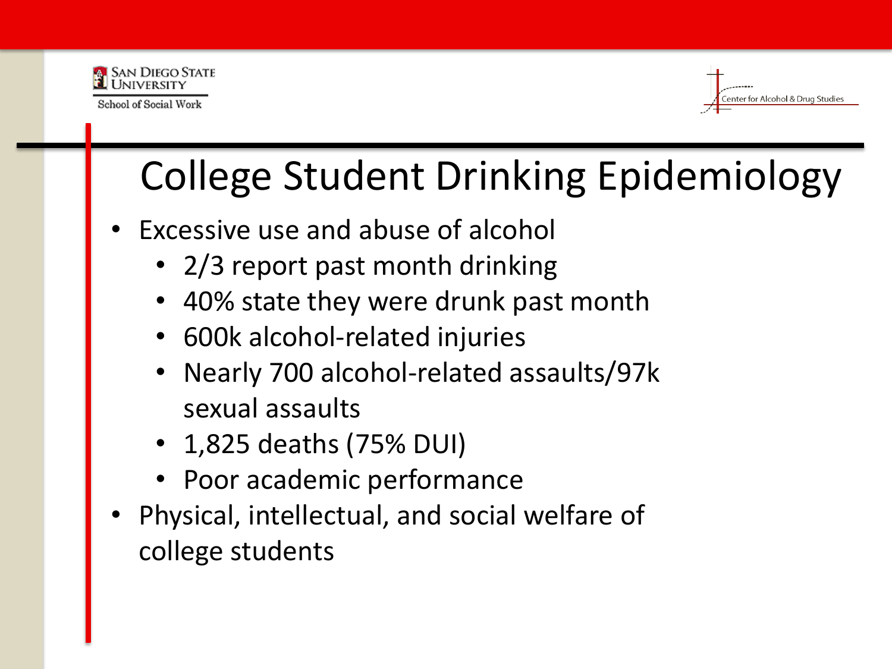# College Student Drinking Epidemiology

- Excessive use and abuse of alcohol
  - 2/3 report past month drinking
  - 40% state they were drunk past month
  - 600k alcohol-related injuries
  - Nearly 700 alcohol-related assaults/97k sexual assaults
  - 1,825 deaths (75% DUI)
  - Poor academic performance
- Physical, intellectual, and social welfare of college students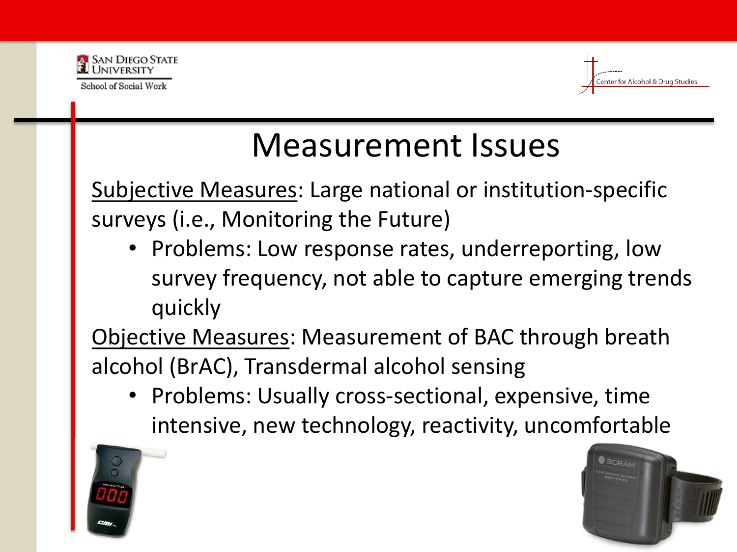# Measurement Issues

Subjective Measures: Large national or institution-specific surveys (i.e., Monitoring the Future)

- Problems: Low response rates, underreporting, low survey frequency, not able to capture emerging trends quickly

Objective Measures: Measurement of BAC through breath alcohol (BrAC), Transdermal alcohol sensing

- Problems: Usually cross-sectional, expensive, time intensive, new technology, reactivity, uncomfortable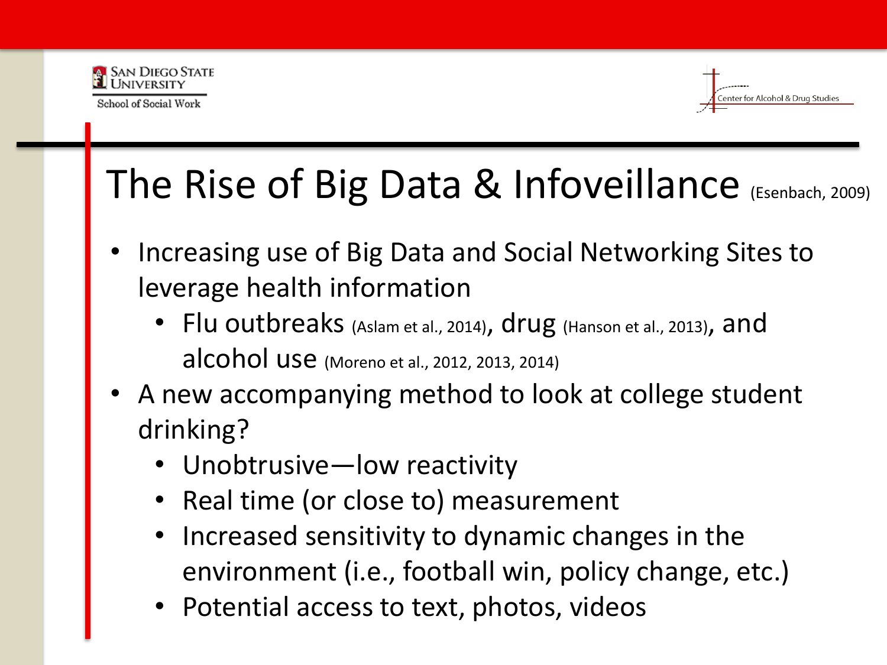San Diego State University
School of Social Work

Center for Alcohol & Drug Studies

# The Rise of Big Data & Infoveillance (Esenbach, 2009)

- Increasing use of Big Data and Social Networking Sites to leverage health information
  - Flu outbreaks (Aslam et al., 2014), drug (Hanson et al., 2013), and alcohol use (Moreno et al., 2012, 2013, 2014)
- A new accompanying method to look at college student drinking?
  - Unobtrusive—low reactivity
  - Real time (or close to) measurement
  - Increased sensitivity to dynamic changes in the environment (i.e., football win, policy change, etc.)
  - Potential access to text, photos, videos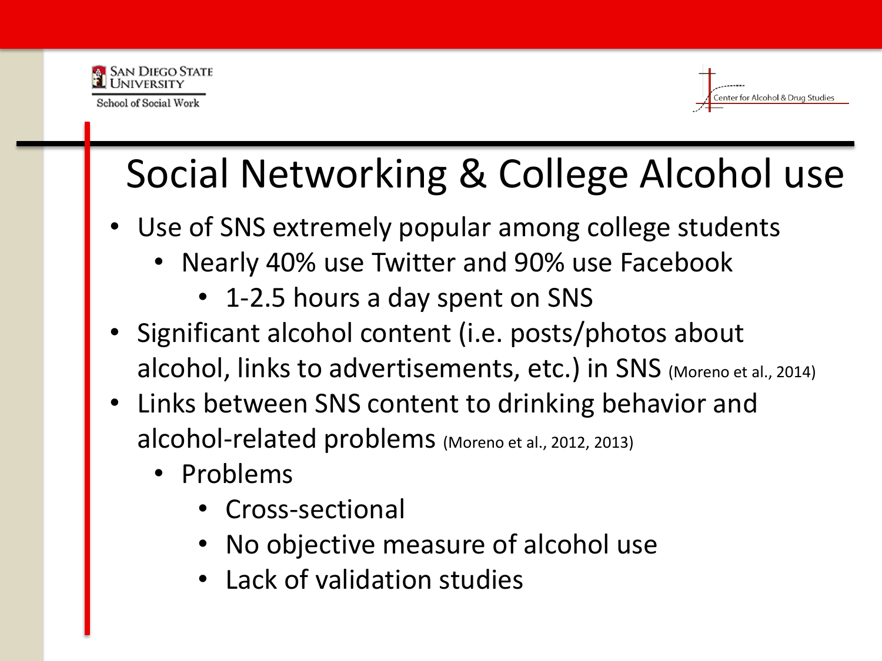# Social Networking & College Alcohol use

- Use of SNS extremely popular among college students
  - Nearly 40% use Twitter and 90% use Facebook
    - 1-2.5 hours a day spent on SNS
- Significant alcohol content (i.e. posts/photos about alcohol, links to advertisements, etc.) in SNS (Moreno et al., 2014)
- Links between SNS content to drinking behavior and alcohol-related problems (Moreno et al., 2012, 2013)
  - Problems
    - Cross-sectional
    - No objective measure of alcohol use
    - Lack of validation studies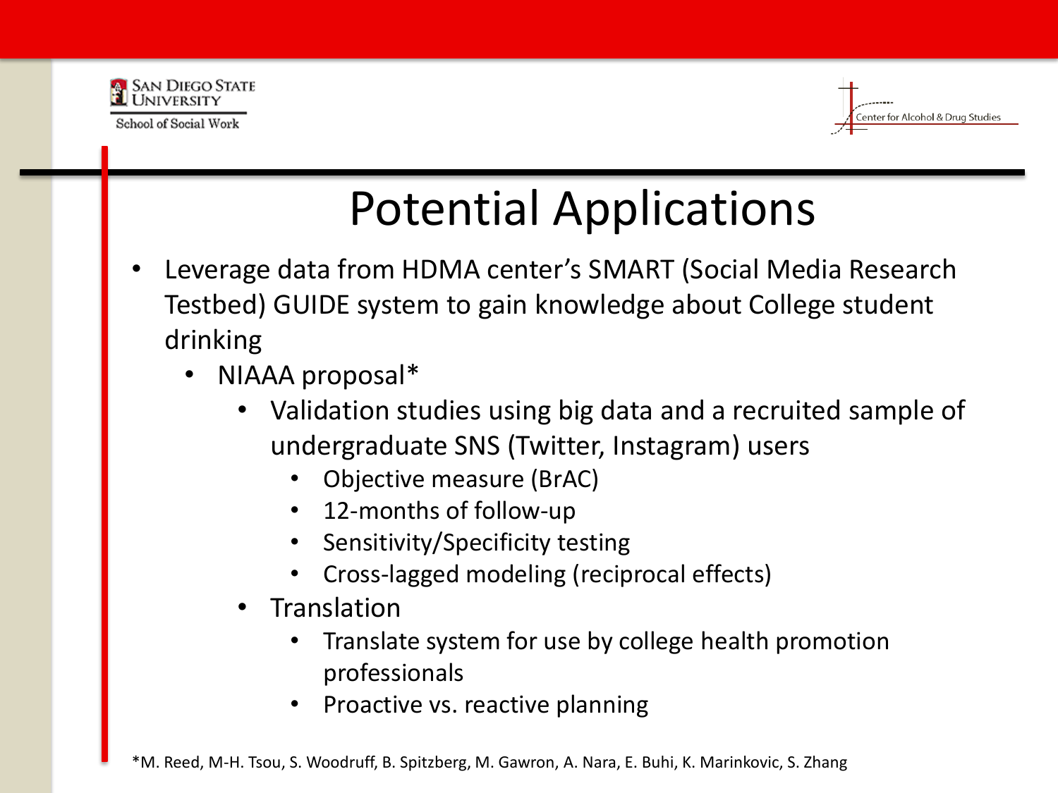# Potential Applications

- Leverage data from HDMA center's SMART (Social Media Research Testbed) GUIDE system to gain knowledge about College student drinking
  - NIAAA proposal*
    - Validation studies using big data and a recruited sample of undergraduate SNS (Twitter, Instagram) users
      - Objective measure (BrAC)
      - 12-months of follow-up
      - Sensitivity/Specificity testing
      - Cross-lagged modeling (reciprocal effects)
    - Translation
      - Translate system for use by college health promotion professionals
      - Proactive vs. reactive planning

*M. Reed, M-H. Tsou, S. Woodruff, B. Spitzberg, M. Gawron, A. Nara, E. Buhi, K. Marinkovic, S. Zhang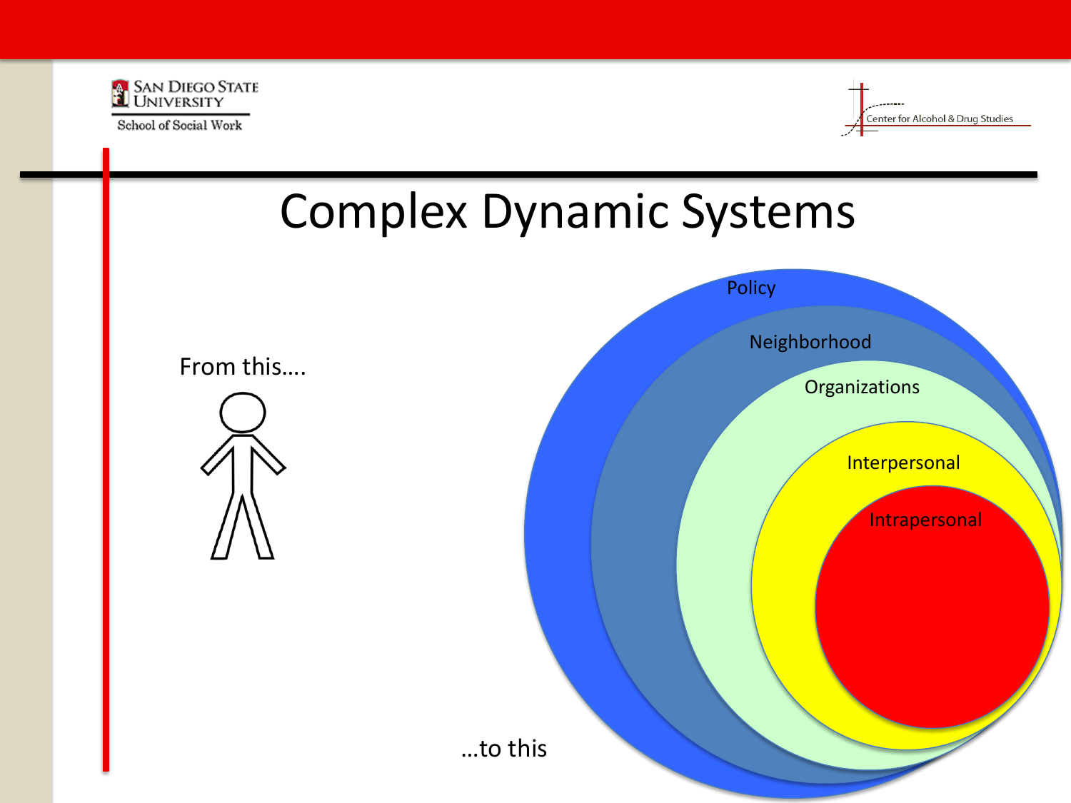# Complex Dynamic Systems

From this….

…to this

Policy

Neighborhood

Organizations

Interpersonal

Intrapersonal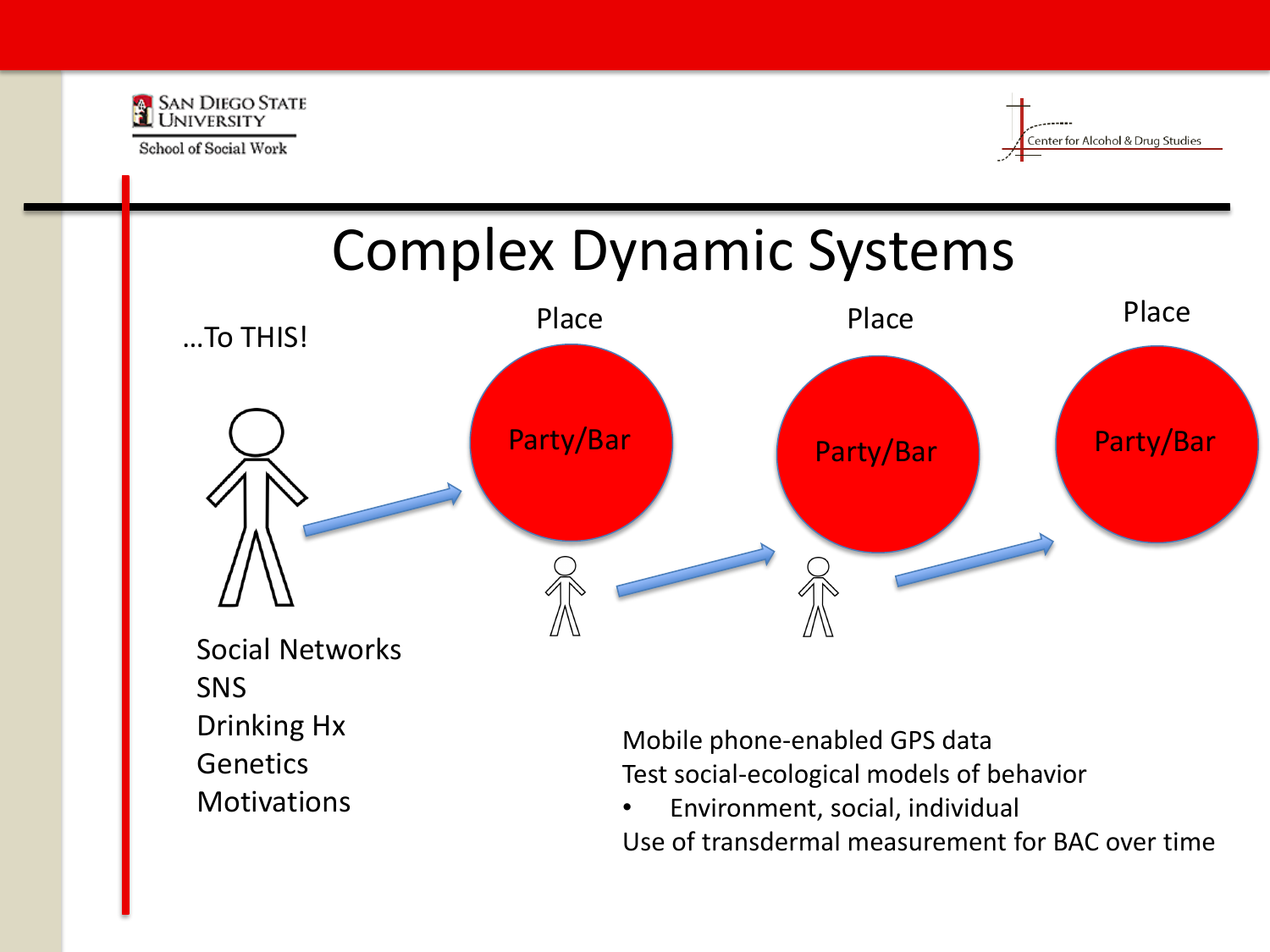# Complex Dynamic Systems

…To THIS!

Place

Party/Bar

Place

Party/Bar

Place

Party/Bar

Social Networks
SNS
Drinking Hx
Genetics
Motivations

Mobile phone-enabled GPS data

Test social-ecological models of behavior

- Environment, social, individual

Use of transdermal measurement for BAC over time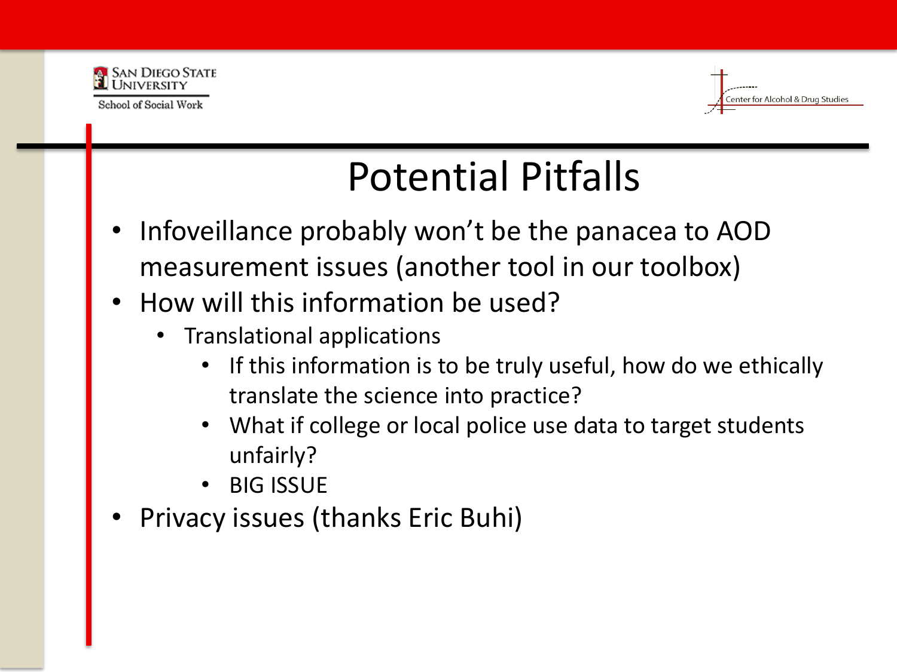# Potential Pitfalls

- Infoveillance probably won't be the panacea to AOD measurement issues (another tool in our toolbox)
- How will this information be used?
  - Translational applications
    - If this information is to be truly useful, how do we ethically translate the science into practice?
    - What if college or local police use data to target students unfairly?
    - BIG ISSUE
- Privacy issues (thanks Eric Buhi)